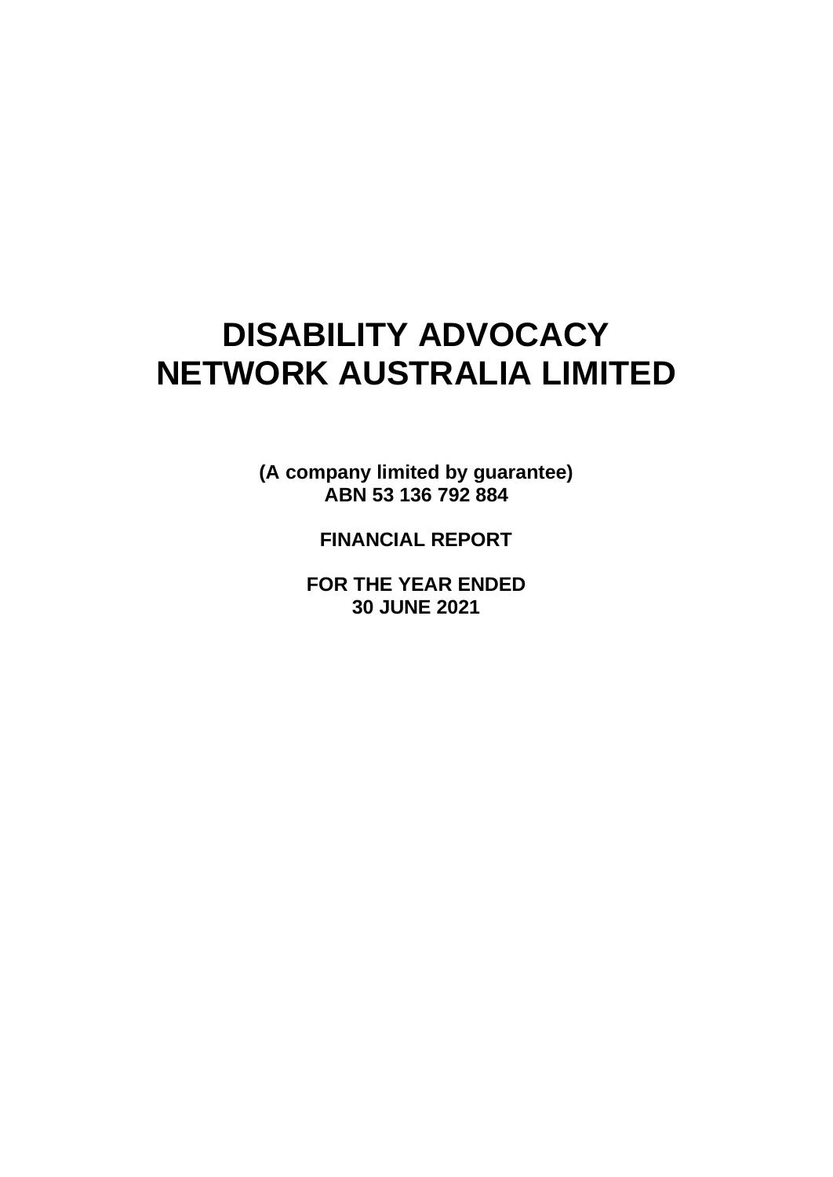# DISABILITY ADVOCACY NETWORK AUSTRALIA LIMITED

**(A company limited by guarantee)**
**ABN 53 136 792 884**

**FINANCIAL REPORT**

**FOR THE YEAR ENDED**
**30 JUNE 2021**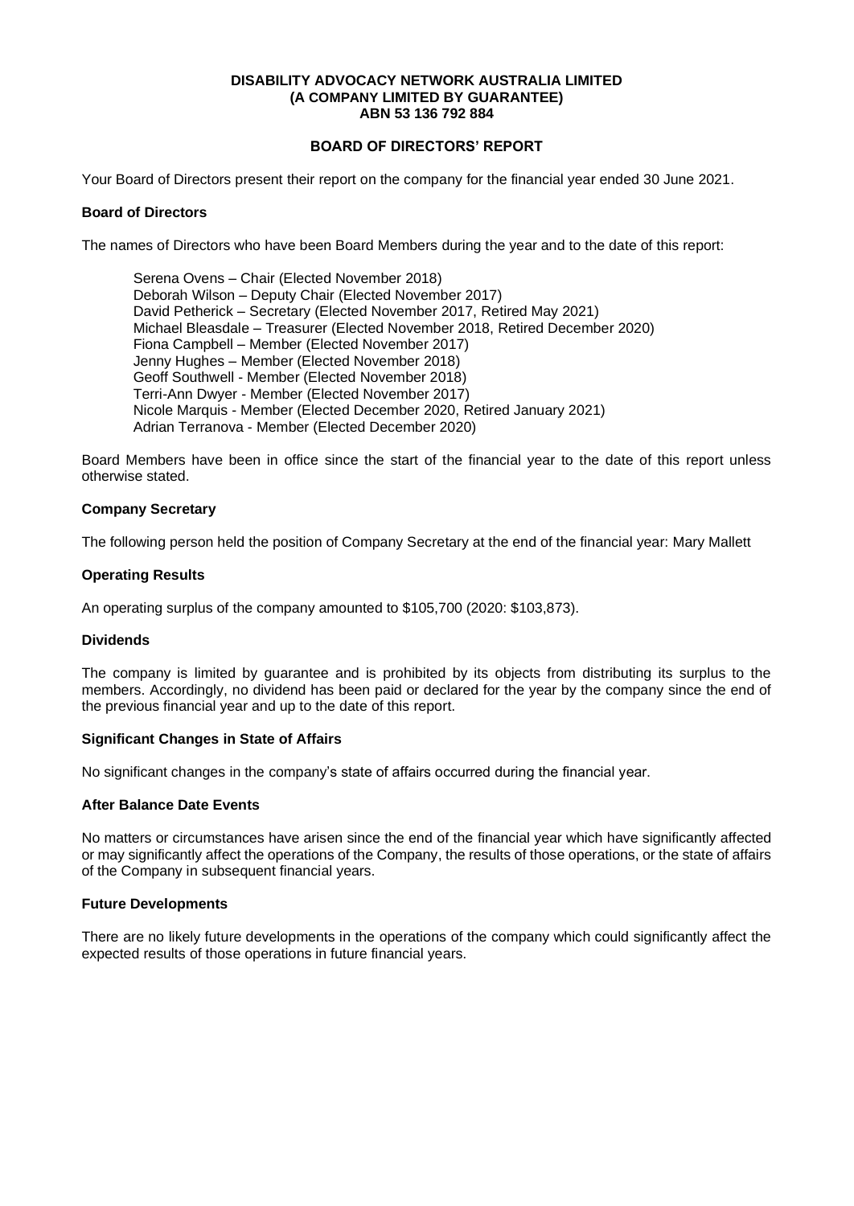**DISABILITY ADVOCACY NETWORK AUSTRALIA LIMITED**
**(A COMPANY LIMITED BY GUARANTEE)**
**ABN 53 136 792 884**

## BOARD OF DIRECTORS' REPORT

Your Board of Directors present their report on the company for the financial year ended 30 June 2021.

### Board of Directors

The names of Directors who have been Board Members during the year and to the date of this report:

Serena Ovens – Chair (Elected November 2018)
Deborah Wilson – Deputy Chair (Elected November 2017)
David Petherick – Secretary (Elected November 2017, Retired May 2021)
Michael Bleasdale – Treasurer (Elected November 2018, Retired December 2020)
Fiona Campbell – Member (Elected November 2017)
Jenny Hughes – Member (Elected November 2018)
Geoff Southwell - Member (Elected November 2018)
Terri-Ann Dwyer - Member (Elected November 2017)
Nicole Marquis - Member (Elected December 2020, Retired January 2021)
Adrian Terranova - Member (Elected December 2020)

Board Members have been in office since the start of the financial year to the date of this report unless otherwise stated.

### Company Secretary

The following person held the position of Company Secretary at the end of the financial year: Mary Mallett

### Operating Results

An operating surplus of the company amounted to $105,700 (2020: $103,873).

### Dividends

The company is limited by guarantee and is prohibited by its objects from distributing its surplus to the members. Accordingly, no dividend has been paid or declared for the year by the company since the end of the previous financial year and up to the date of this report.

### Significant Changes in State of Affairs

No significant changes in the company's state of affairs occurred during the financial year.

### After Balance Date Events

No matters or circumstances have arisen since the end of the financial year which have significantly affected or may significantly affect the operations of the Company, the results of those operations, or the state of affairs of the Company in subsequent financial years.

### Future Developments

There are no likely future developments in the operations of the company which could significantly affect the expected results of those operations in future financial years.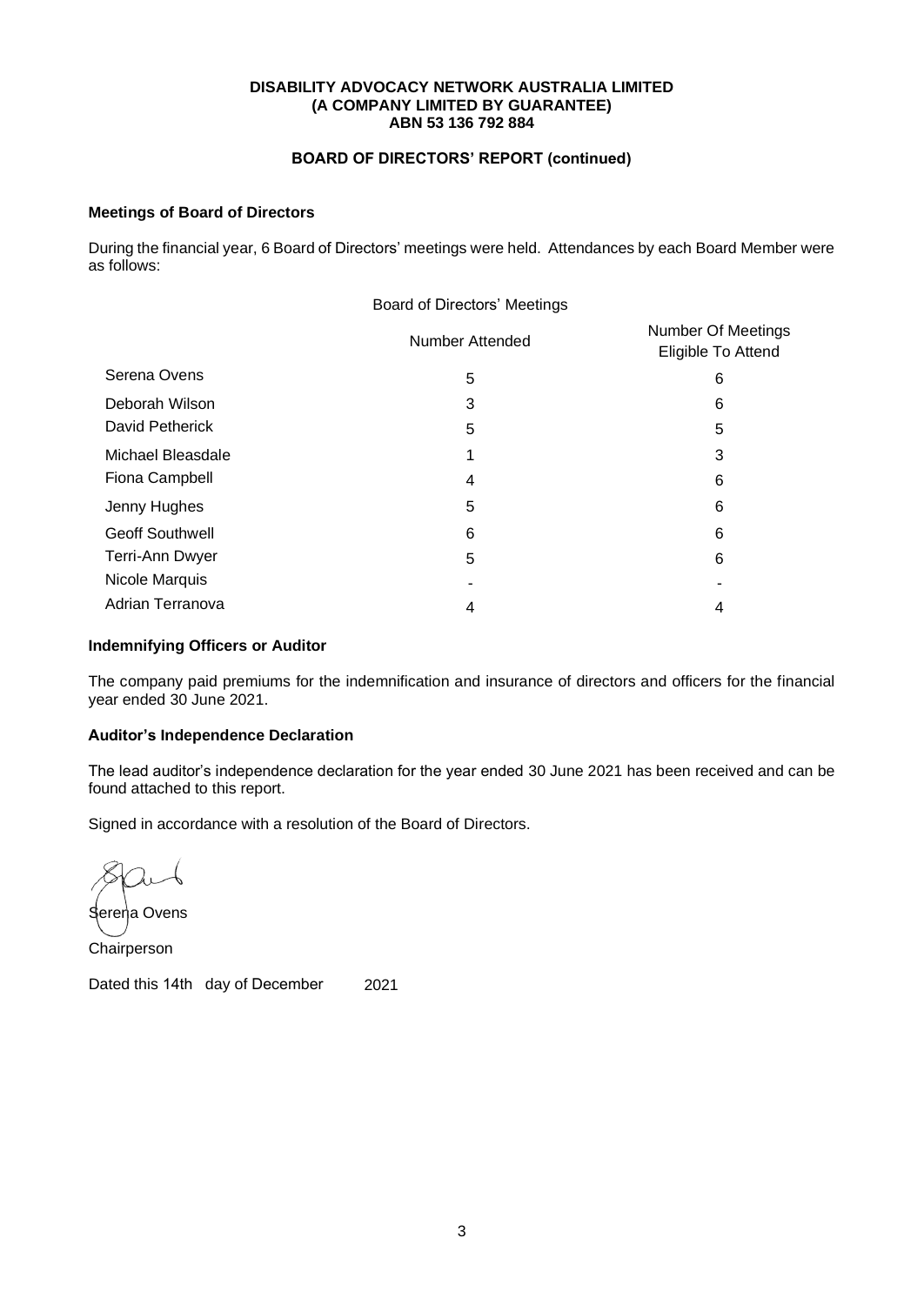**DISABILITY ADVOCACY NETWORK AUSTRALIA LIMITED**
**(A COMPANY LIMITED BY GUARANTEE)**
**ABN 53 136 792 884**

**BOARD OF DIRECTORS' REPORT (continued)**

### Meetings of Board of Directors

During the financial year, 6 Board of Directors' meetings were held. Attendances by each Board Member were as follows:

| | Board of Directors' Meetings | |
|---|---|---|
| | Number Attended | Number Of Meetings Eligible To Attend |
| Serena Ovens | 5 | 6 |
| Deborah Wilson | 3 | 6 |
| David Petherick | 5 | 5 |
| Michael Bleasdale | 1 | 3 |
| Fiona Campbell | 4 | 6 |
| Jenny Hughes | 5 | 6 |
| Geoff Southwell | 6 | 6 |
| Terri-Ann Dwyer | 5 | 6 |
| Nicole Marquis | - | - |
| Adrian Terranova | 4 | 4 |

### Indemnifying Officers or Auditor

The company paid premiums for the indemnification and insurance of directors and officers for the financial year ended 30 June 2021.

### Auditor's Independence Declaration

The lead auditor's independence declaration for the year ended 30 June 2021 has been received and can be found attached to this report.

Signed in accordance with a resolution of the Board of Directors.

Serena Ovens

Chairperson

Dated this 14th day of December 2021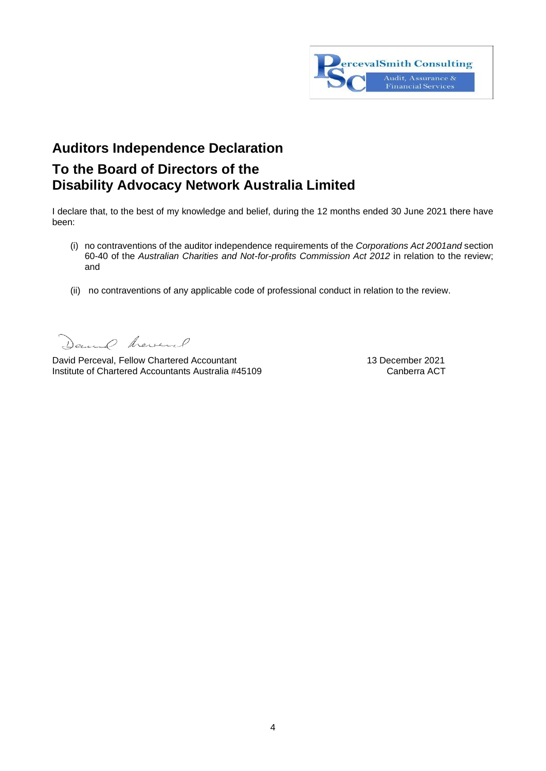PercevalSmith Consulting
Audit, Assurance & Financial Services

## Auditors Independence Declaration

## To the Board of Directors of the Disability Advocacy Network Australia Limited

I declare that, to the best of my knowledge and belief, during the 12 months ended 30 June 2021 there have been:

(i) no contraventions of the auditor independence requirements of the *Corporations Act 2001and* section 60-40 of the *Australian Charities and Not-for-profits Commission Act 2012* in relation to the review; and

(ii) no contraventions of any applicable code of professional conduct in relation to the review.

David Perceval, Fellow Chartered Accountant
Institute of Chartered Accountants Australia #45109

13 December 2021
Canberra ACT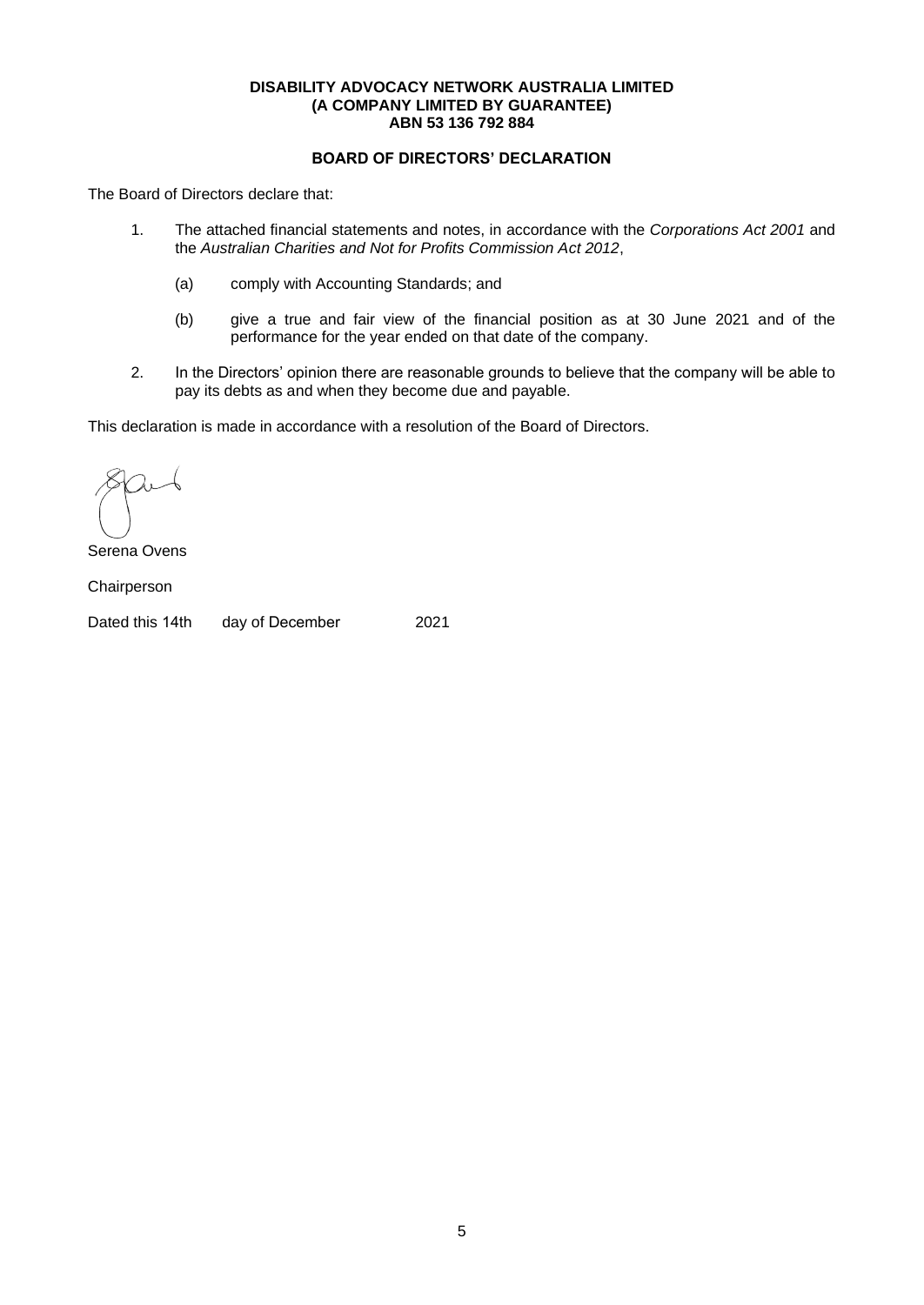**DISABILITY ADVOCACY NETWORK AUSTRALIA LIMITED**
**(A COMPANY LIMITED BY GUARANTEE)**
**ABN 53 136 792 884**

## BOARD OF DIRECTORS' DECLARATION

The Board of Directors declare that:

1. The attached financial statements and notes, in accordance with the *Corporations Act 2001* and the *Australian Charities and Not for Profits Commission Act 2012*,

   (a) comply with Accounting Standards; and

   (b) give a true and fair view of the financial position as at 30 June 2021 and of the performance for the year ended on that date of the company.

2. In the Directors' opinion there are reasonable grounds to believe that the company will be able to pay its debts as and when they become due and payable.

This declaration is made in accordance with a resolution of the Board of Directors.

Serena Ovens

Chairperson

Dated this 14th day of December 2021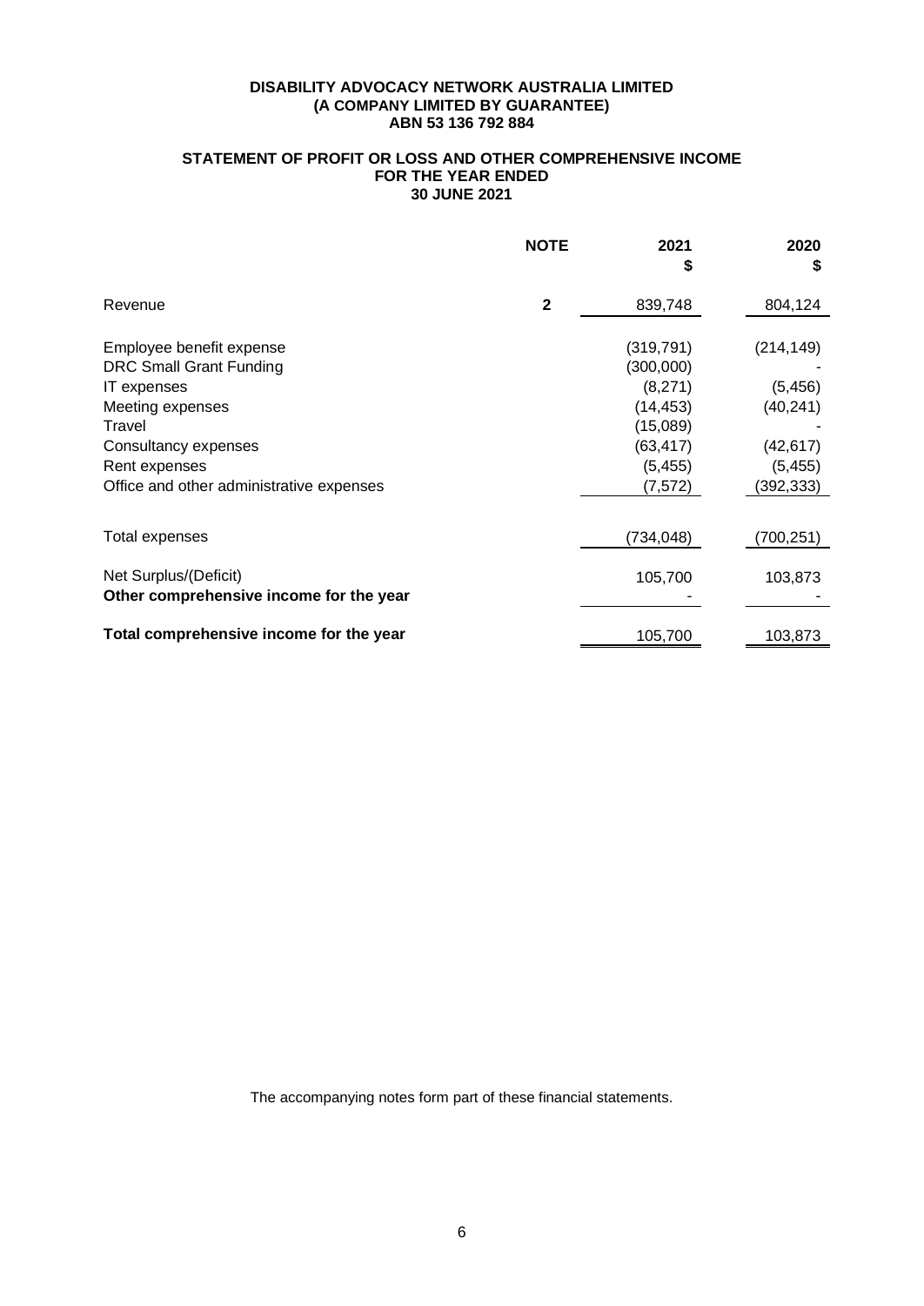**DISABILITY ADVOCACY NETWORK AUSTRALIA LIMITED**
**(A COMPANY LIMITED BY GUARANTEE)**
**ABN 53 136 792 884**

**STATEMENT OF PROFIT OR LOSS AND OTHER COMPREHENSIVE INCOME**
**FOR THE YEAR ENDED**
**30 JUNE 2021**

| | NOTE | 2021 $ | 2020 $ |
|---|---|---|---|
| Revenue | **2** | 839,748 | 804,124 |
| Employee benefit expense | | (319,791) | (214,149) |
| DRC Small Grant Funding | | (300,000) | - |
| IT expenses | | (8,271) | (5,456) |
| Meeting expenses | | (14,453) | (40,241) |
| Travel | | (15,089) | - |
| Consultancy expenses | | (63,417) | (42,617) |
| Rent expenses | | (5,455) | (5,455) |
| Office and other administrative expenses | | (7,572) | (392,333) |
| Total expenses | | (734,048) | (700,251) |
| Net Surplus/(Deficit) | | 105,700 | 103,873 |
| **Other comprehensive income for the year** | | - | - |
| **Total comprehensive income for the year** | | 105,700 | 103,873 |

The accompanying notes form part of these financial statements.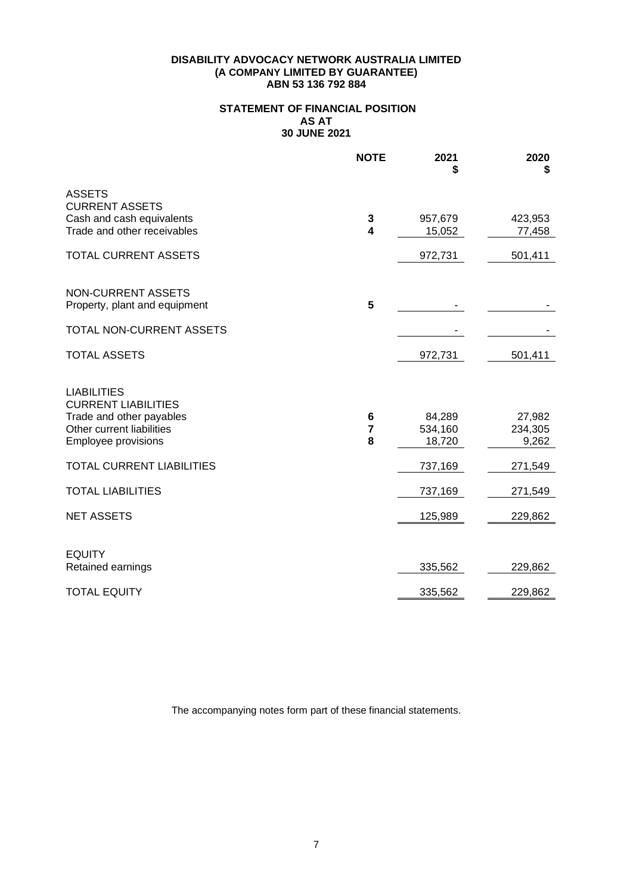**DISABILITY ADVOCACY NETWORK AUSTRALIA LIMITED**
**(A COMPANY LIMITED BY GUARANTEE)**
**ABN 53 136 792 884**

## STATEMENT OF FINANCIAL POSITION AS AT 30 JUNE 2021

| | NOTE | 2021 $ | 2020 $ |
|---|---|---|---|
| ASSETS | | | |
| CURRENT ASSETS | | | |
| Cash and cash equivalents | 3 | 957,679 | 423,953 |
| Trade and other receivables | 4 | 15,052 | 77,458 |
| TOTAL CURRENT ASSETS | | 972,731 | 501,411 |
| NON-CURRENT ASSETS | | | |
| Property, plant and equipment | 5 | - | - |
| TOTAL NON-CURRENT ASSETS | | - | - |
| TOTAL ASSETS | | 972,731 | 501,411 |
| LIABILITIES | | | |
| CURRENT LIABILITIES | | | |
| Trade and other payables | 6 | 84,289 | 27,982 |
| Other current liabilities | 7 | 534,160 | 234,305 |
| Employee provisions | 8 | 18,720 | 9,262 |
| TOTAL CURRENT LIABILITIES | | 737,169 | 271,549 |
| TOTAL LIABILITIES | | 737,169 | 271,549 |
| NET ASSETS | | 125,989 | 229,862 |
| EQUITY | | | |
| Retained earnings | | 335,562 | 229,862 |
| TOTAL EQUITY | | 335,562 | 229,862 |

The accompanying notes form part of these financial statements.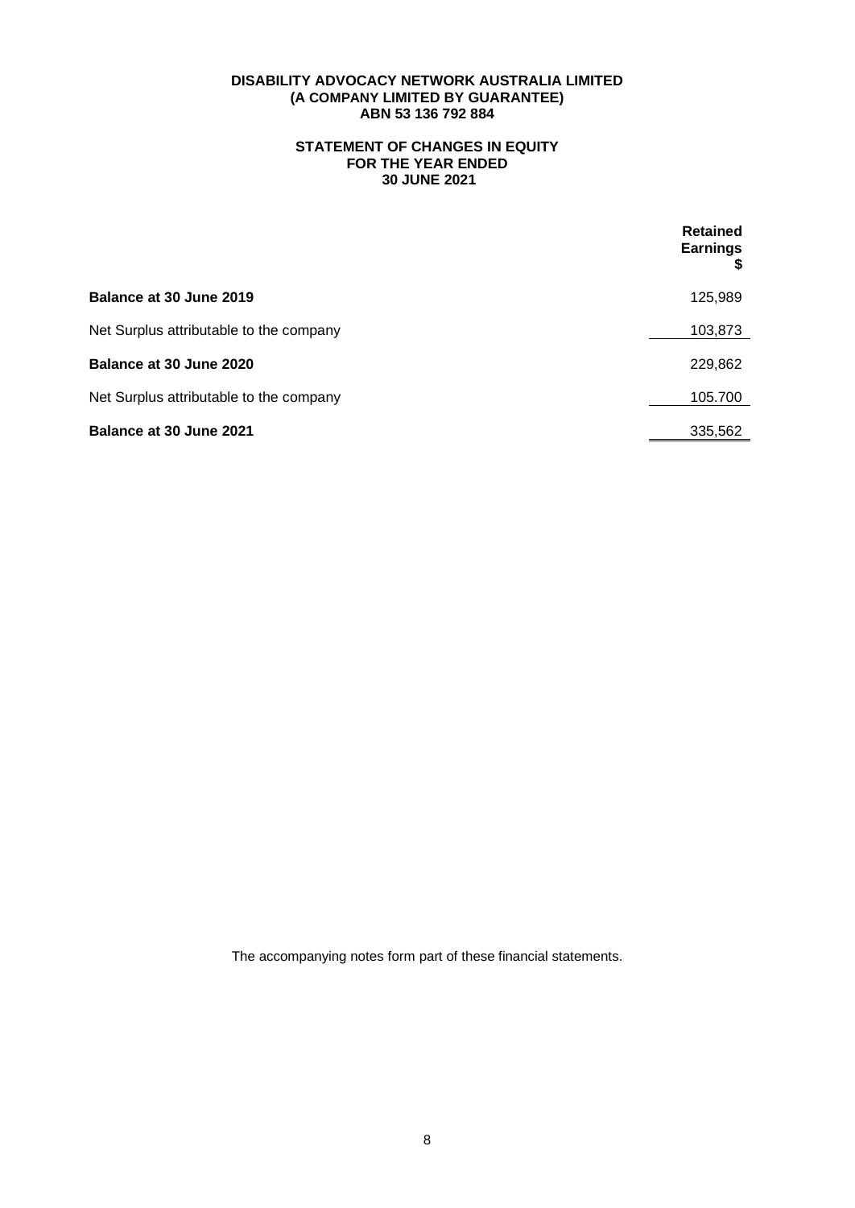**DISABILITY ADVOCACY NETWORK AUSTRALIA LIMITED**
**(A COMPANY LIMITED BY GUARANTEE)**
**ABN 53 136 792 884**

## STATEMENT OF CHANGES IN EQUITY FOR THE YEAR ENDED 30 JUNE 2021

| | Retained Earnings $ |
|---|---|
| **Balance at 30 June 2019** | 125,989 |
| Net Surplus attributable to the company | 103,873 |
| **Balance at 30 June 2020** | 229,862 |
| Net Surplus attributable to the company | 105.700 |
| **Balance at 30 June 2021** | 335,562 |

The accompanying notes form part of these financial statements.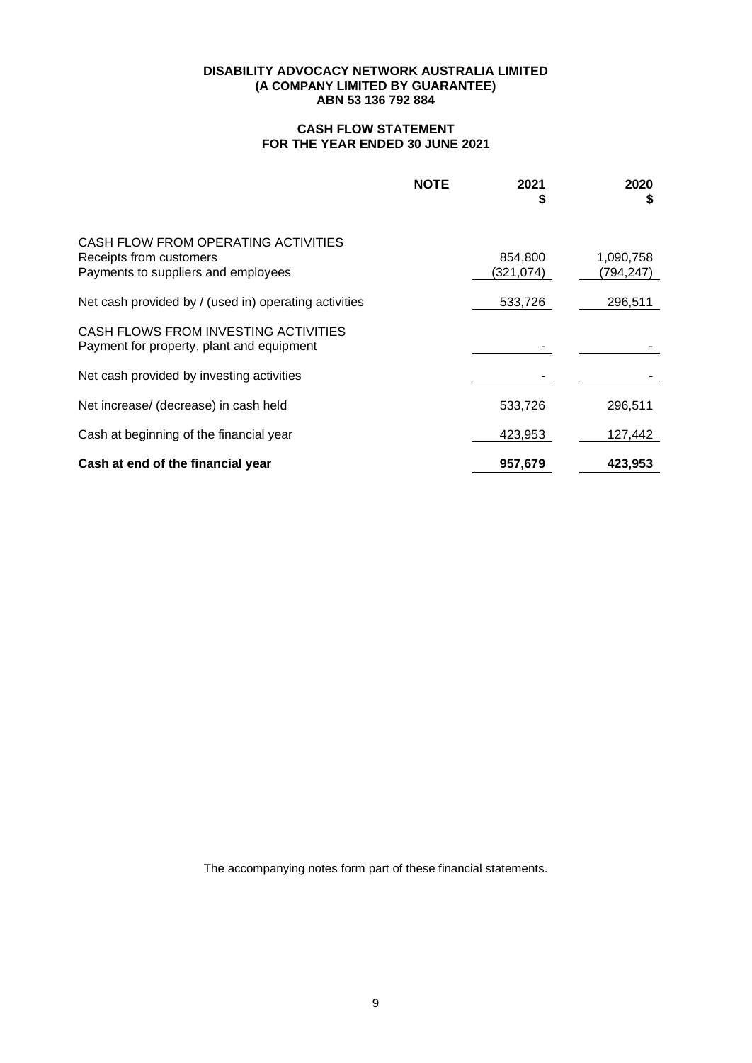**DISABILITY ADVOCACY NETWORK AUSTRALIA LIMITED**
**(A COMPANY LIMITED BY GUARANTEE)**
**ABN 53 136 792 884**

## CASH FLOW STATEMENT
## FOR THE YEAR ENDED 30 JUNE 2021

| | NOTE | 2021<br>$ | 2020<br>$ |
|---|---|---|---|
| CASH FLOW FROM OPERATING ACTIVITIES | | | |
| Receipts from customers | | 854,800 | 1,090,758 |
| Payments to suppliers and employees | | (321,074) | (794,247) |
| Net cash provided by / (used in) operating activities | | 533,726 | 296,511 |
| CASH FLOWS FROM INVESTING ACTIVITIES | | | |
| Payment for property, plant and equipment | | - | - |
| Net cash provided by investing activities | | - | - |
| Net increase/ (decrease) in cash held | | 533,726 | 296,511 |
| Cash at beginning of the financial year | | 423,953 | 127,442 |
| **Cash at end of the financial year** | | **957,679** | **423,953** |

The accompanying notes form part of these financial statements.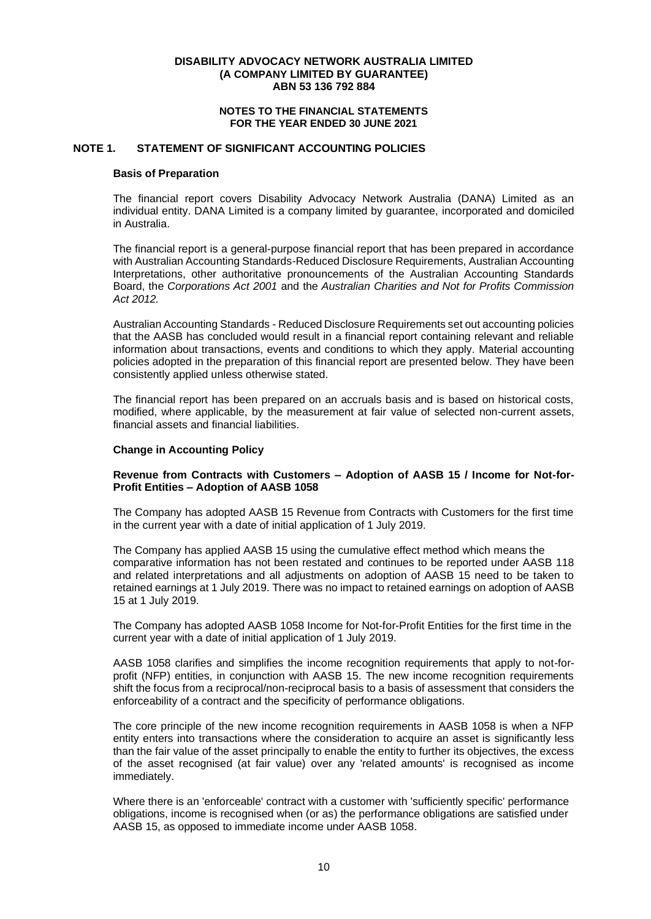**DISABILITY ADVOCACY NETWORK AUSTRALIA LIMITED**
**(A COMPANY LIMITED BY GUARANTEE)**
**ABN 53 136 792 884**

**NOTES TO THE FINANCIAL STATEMENTS**
**FOR THE YEAR ENDED 30 JUNE 2021**

## NOTE 1. STATEMENT OF SIGNIFICANT ACCOUNTING POLICIES

### Basis of Preparation

The financial report covers Disability Advocacy Network Australia (DANA) Limited as an individual entity. DANA Limited is a company limited by guarantee, incorporated and domiciled in Australia.

The financial report is a general-purpose financial report that has been prepared in accordance with Australian Accounting Standards-Reduced Disclosure Requirements, Australian Accounting Interpretations, other authoritative pronouncements of the Australian Accounting Standards Board, the *Corporations Act 2001* and the *Australian Charities and Not for Profits Commission Act 2012.*

Australian Accounting Standards - Reduced Disclosure Requirements set out accounting policies that the AASB has concluded would result in a financial report containing relevant and reliable information about transactions, events and conditions to which they apply. Material accounting policies adopted in the preparation of this financial report are presented below. They have been consistently applied unless otherwise stated.

The financial report has been prepared on an accruals basis and is based on historical costs, modified, where applicable, by the measurement at fair value of selected non-current assets, financial assets and financial liabilities.

### Change in Accounting Policy

**Revenue from Contracts with Customers – Adoption of AASB 15 / Income for Not-for-Profit Entities – Adoption of AASB 1058**

The Company has adopted AASB 15 Revenue from Contracts with Customers for the first time in the current year with a date of initial application of 1 July 2019.

The Company has applied AASB 15 using the cumulative effect method which means the comparative information has not been restated and continues to be reported under AASB 118 and related interpretations and all adjustments on adoption of AASB 15 need to be taken to retained earnings at 1 July 2019. There was no impact to retained earnings on adoption of AASB 15 at 1 July 2019.

The Company has adopted AASB 1058 Income for Not-for-Profit Entities for the first time in the current year with a date of initial application of 1 July 2019.

AASB 1058 clarifies and simplifies the income recognition requirements that apply to not-for-profit (NFP) entities, in conjunction with AASB 15. The new income recognition requirements shift the focus from a reciprocal/non-reciprocal basis to a basis of assessment that considers the enforceability of a contract and the specificity of performance obligations.

The core principle of the new income recognition requirements in AASB 1058 is when a NFP entity enters into transactions where the consideration to acquire an asset is significantly less than the fair value of the asset principally to enable the entity to further its objectives, the excess of the asset recognised (at fair value) over any 'related amounts' is recognised as income immediately.

Where there is an 'enforceable' contract with a customer with 'sufficiently specific' performance obligations, income is recognised when (or as) the performance obligations are satisfied under AASB 15, as opposed to immediate income under AASB 1058.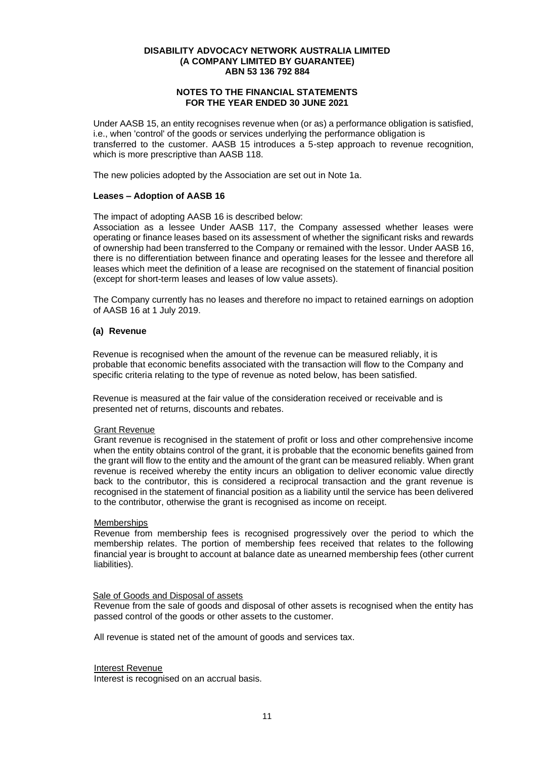Under AASB 15, an entity recognises revenue when (or as) a performance obligation is satisfied, i.e., when 'control' of the goods or services underlying the performance obligation is transferred to the customer. AASB 15 introduces a 5-step approach to revenue recognition, which is more prescriptive than AASB 118.

The new policies adopted by the Association are set out in Note 1a.

**Leases – Adoption of AASB 16**

The impact of adopting AASB 16 is described below:
Association as a lessee Under AASB 117, the Company assessed whether leases were operating or finance leases based on its assessment of whether the significant risks and rewards of ownership had been transferred to the Company or remained with the lessor. Under AASB 16, there is no differentiation between finance and operating leases for the lessee and therefore all leases which meet the definition of a lease are recognised on the statement of financial position (except for short-term leases and leases of low value assets).

The Company currently has no leases and therefore no impact to retained earnings on adoption of AASB 16 at 1 July 2019.

**(a) Revenue**

Revenue is recognised when the amount of the revenue can be measured reliably, it is probable that economic benefits associated with the transaction will flow to the Company and specific criteria relating to the type of revenue as noted below, has been satisfied.

Revenue is measured at the fair value of the consideration received or receivable and is presented net of returns, discounts and rebates.

Grant Revenue
Grant revenue is recognised in the statement of profit or loss and other comprehensive income when the entity obtains control of the grant, it is probable that the economic benefits gained from the grant will flow to the entity and the amount of the grant can be measured reliably. When grant revenue is received whereby the entity incurs an obligation to deliver economic value directly back to the contributor, this is considered a reciprocal transaction and the grant revenue is recognised in the statement of financial position as a liability until the service has been delivered to the contributor, otherwise the grant is recognised as income on receipt.

Memberships
Revenue from membership fees is recognised progressively over the period to which the membership relates. The portion of membership fees received that relates to the following financial year is brought to account at balance date as unearned membership fees (other current liabilities).

Sale of Goods and Disposal of assets
Revenue from the sale of goods and disposal of other assets is recognised when the entity has passed control of the goods or other assets to the customer.

All revenue is stated net of the amount of goods and services tax.

Interest Revenue
Interest is recognised on an accrual basis.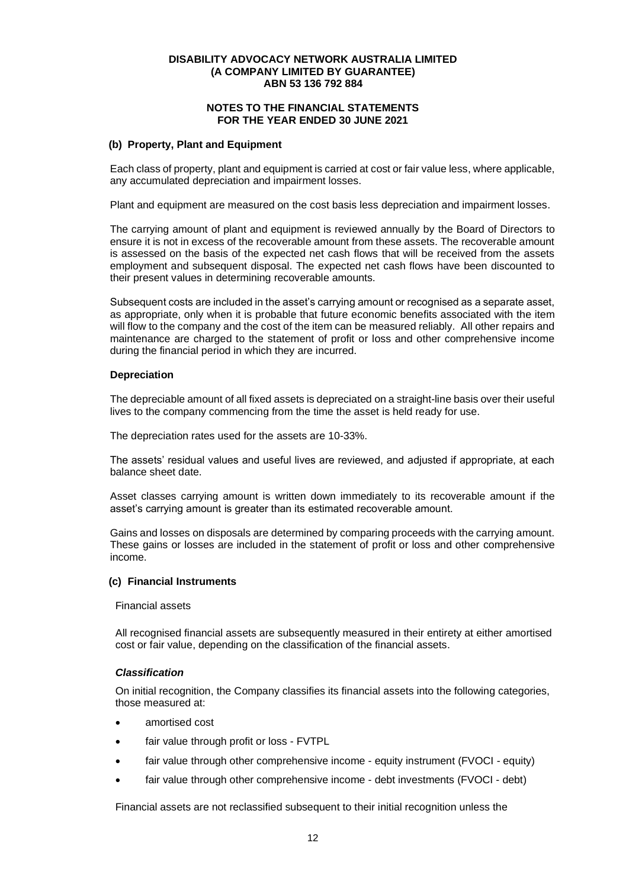### (b) Property, Plant and Equipment

Each class of property, plant and equipment is carried at cost or fair value less, where applicable, any accumulated depreciation and impairment losses.

Plant and equipment are measured on the cost basis less depreciation and impairment losses.

The carrying amount of plant and equipment is reviewed annually by the Board of Directors to ensure it is not in excess of the recoverable amount from these assets. The recoverable amount is assessed on the basis of the expected net cash flows that will be received from the assets employment and subsequent disposal. The expected net cash flows have been discounted to their present values in determining recoverable amounts.

Subsequent costs are included in the asset's carrying amount or recognised as a separate asset, as appropriate, only when it is probable that future economic benefits associated with the item will flow to the company and the cost of the item can be measured reliably. All other repairs and maintenance are charged to the statement of profit or loss and other comprehensive income during the financial period in which they are incurred.

#### Depreciation

The depreciable amount of all fixed assets is depreciated on a straight-line basis over their useful lives to the company commencing from the time the asset is held ready for use.

The depreciation rates used for the assets are 10-33%.

The assets' residual values and useful lives are reviewed, and adjusted if appropriate, at each balance sheet date.

Asset classes carrying amount is written down immediately to its recoverable amount if the asset's carrying amount is greater than its estimated recoverable amount.

Gains and losses on disposals are determined by comparing proceeds with the carrying amount. These gains or losses are included in the statement of profit or loss and other comprehensive income.

### (c) Financial Instruments

Financial assets

All recognised financial assets are subsequently measured in their entirety at either amortised cost or fair value, depending on the classification of the financial assets.

#### *Classification*

On initial recognition, the Company classifies its financial assets into the following categories, those measured at:

- amortised cost
- fair value through profit or loss - FVTPL
- fair value through other comprehensive income - equity instrument (FVOCI - equity)
- fair value through other comprehensive income - debt investments (FVOCI - debt)

Financial assets are not reclassified subsequent to their initial recognition unless the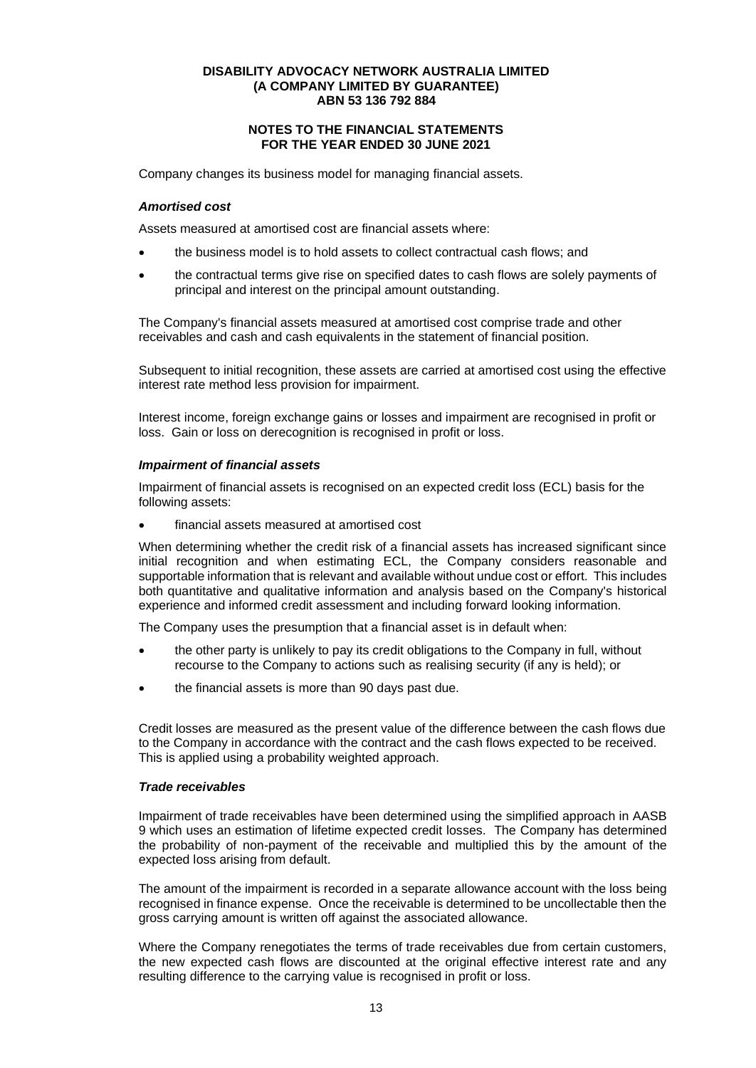Company changes its business model for managing financial assets.

***Amortised cost***

Assets measured at amortised cost are financial assets where:

- the business model is to hold assets to collect contractual cash flows; and
- the contractual terms give rise on specified dates to cash flows are solely payments of principal and interest on the principal amount outstanding.

The Company's financial assets measured at amortised cost comprise trade and other receivables and cash and cash equivalents in the statement of financial position.

Subsequent to initial recognition, these assets are carried at amortised cost using the effective interest rate method less provision for impairment.

Interest income, foreign exchange gains or losses and impairment are recognised in profit or loss. Gain or loss on derecognition is recognised in profit or loss.

***Impairment of financial assets***

Impairment of financial assets is recognised on an expected credit loss (ECL) basis for the following assets:

- financial assets measured at amortised cost

When determining whether the credit risk of a financial assets has increased significant since initial recognition and when estimating ECL, the Company considers reasonable and supportable information that is relevant and available without undue cost or effort. This includes both quantitative and qualitative information and analysis based on the Company's historical experience and informed credit assessment and including forward looking information.

The Company uses the presumption that a financial asset is in default when:

- the other party is unlikely to pay its credit obligations to the Company in full, without recourse to the Company to actions such as realising security (if any is held); or
- the financial assets is more than 90 days past due.

Credit losses are measured as the present value of the difference between the cash flows due to the Company in accordance with the contract and the cash flows expected to be received. This is applied using a probability weighted approach.

***Trade receivables***

Impairment of trade receivables have been determined using the simplified approach in AASB 9 which uses an estimation of lifetime expected credit losses. The Company has determined the probability of non-payment of the receivable and multiplied this by the amount of the expected loss arising from default.

The amount of the impairment is recorded in a separate allowance account with the loss being recognised in finance expense. Once the receivable is determined to be uncollectable then the gross carrying amount is written off against the associated allowance.

Where the Company renegotiates the terms of trade receivables due from certain customers, the new expected cash flows are discounted at the original effective interest rate and any resulting difference to the carrying value is recognised in profit or loss.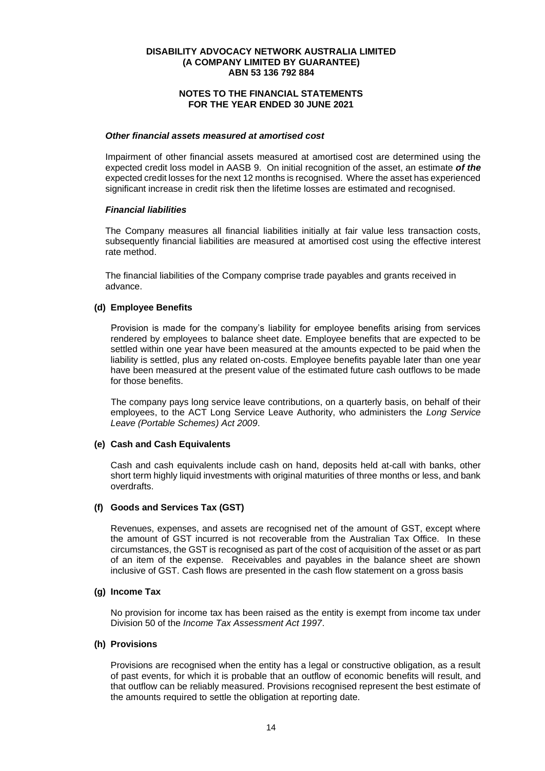#### *Other financial assets measured at amortised cost*

Impairment of other financial assets measured at amortised cost are determined using the expected credit loss model in AASB 9. On initial recognition of the asset, an estimate ***of the*** expected credit losses for the next 12 months is recognised. Where the asset has experienced significant increase in credit risk then the lifetime losses are estimated and recognised.

#### *Financial liabilities*

The Company measures all financial liabilities initially at fair value less transaction costs, subsequently financial liabilities are measured at amortised cost using the effective interest rate method.

The financial liabilities of the Company comprise trade payables and grants received in advance.

### (d) Employee Benefits

Provision is made for the company's liability for employee benefits arising from services rendered by employees to balance sheet date. Employee benefits that are expected to be settled within one year have been measured at the amounts expected to be paid when the liability is settled, plus any related on-costs. Employee benefits payable later than one year have been measured at the present value of the estimated future cash outflows to be made for those benefits.

The company pays long service leave contributions, on a quarterly basis, on behalf of their employees, to the ACT Long Service Leave Authority, who administers the *Long Service Leave (Portable Schemes) Act 2009*.

### (e) Cash and Cash Equivalents

Cash and cash equivalents include cash on hand, deposits held at-call with banks, other short term highly liquid investments with original maturities of three months or less, and bank overdrafts.

### (f) Goods and Services Tax (GST)

Revenues, expenses, and assets are recognised net of the amount of GST, except where the amount of GST incurred is not recoverable from the Australian Tax Office. In these circumstances, the GST is recognised as part of the cost of acquisition of the asset or as part of an item of the expense. Receivables and payables in the balance sheet are shown inclusive of GST. Cash flows are presented in the cash flow statement on a gross basis

### (g) Income Tax

No provision for income tax has been raised as the entity is exempt from income tax under Division 50 of the *Income Tax Assessment Act 1997*.

### (h) Provisions

Provisions are recognised when the entity has a legal or constructive obligation, as a result of past events, for which it is probable that an outflow of economic benefits will result, and that outflow can be reliably measured. Provisions recognised represent the best estimate of the amounts required to settle the obligation at reporting date.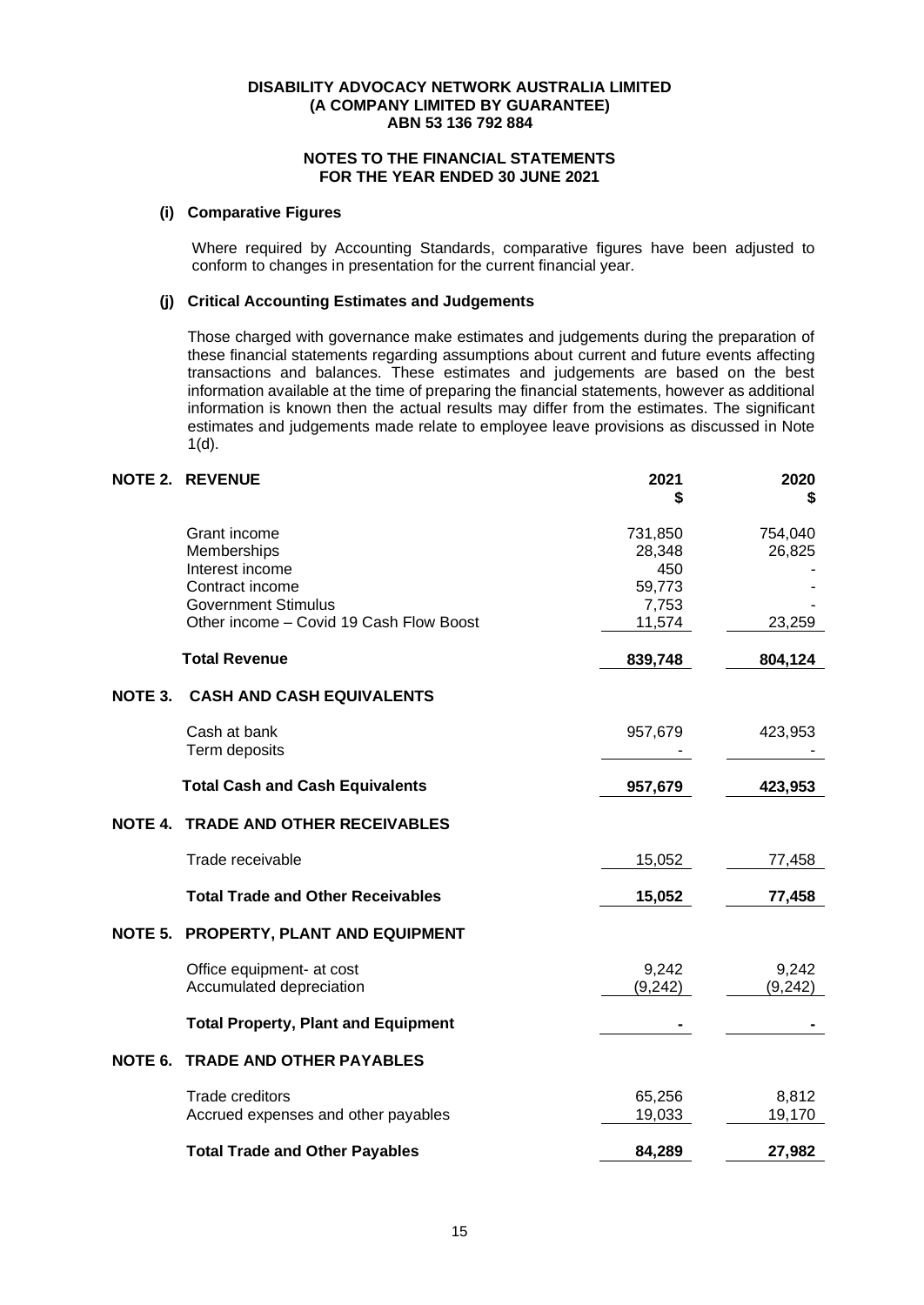**DISABILITY ADVOCACY NETWORK AUSTRALIA LIMITED**
**(A COMPANY LIMITED BY GUARANTEE)**
**ABN 53 136 792 884**

**NOTES TO THE FINANCIAL STATEMENTS**
**FOR THE YEAR ENDED 30 JUNE 2021**

### (i) Comparative Figures

Where required by Accounting Standards, comparative figures have been adjusted to conform to changes in presentation for the current financial year.

### (j) Critical Accounting Estimates and Judgements

Those charged with governance make estimates and judgements during the preparation of these financial statements regarding assumptions about current and future events affecting transactions and balances. These estimates and judgements are based on the best information available at the time of preparing the financial statements, however as additional information is known then the actual results may differ from the estimates. The significant estimates and judgements made relate to employee leave provisions as discussed in Note 1(d).

## NOTE 2. REVENUE

| | 2021 $ | 2020 $ |
|---|---|---|
| Grant income | 731,850 | 754,040 |
| Memberships | 28,348 | 26,825 |
| Interest income | 450 | - |
| Contract income | 59,773 | - |
| Government Stimulus | 7,753 | - |
| Other income – Covid 19 Cash Flow Boost | 11,574 | 23,259 |
| **Total Revenue** | **839,748** | **804,124** |

## NOTE 3. CASH AND CASH EQUIVALENTS

| | 2021 $ | 2020 $ |
|---|---|---|
| Cash at bank | 957,679 | 423,953 |
| Term deposits | - | - |
| **Total Cash and Cash Equivalents** | **957,679** | **423,953** |

## NOTE 4. TRADE AND OTHER RECEIVABLES

| | 2021 $ | 2020 $ |
|---|---|---|
| Trade receivable | 15,052 | 77,458 |
| **Total Trade and Other Receivables** | **15,052** | **77,458** |

## NOTE 5. PROPERTY, PLANT AND EQUIPMENT

| | 2021 $ | 2020 $ |
|---|---|---|
| Office equipment- at cost | 9,242 | 9,242 |
| Accumulated depreciation | (9,242) | (9,242) |
| **Total Property, Plant and Equipment** | **-** | **-** |

## NOTE 6. TRADE AND OTHER PAYABLES

| | 2021 $ | 2020 $ |
|---|---|---|
| Trade creditors | 65,256 | 8,812 |
| Accrued expenses and other payables | 19,033 | 19,170 |
| **Total Trade and Other Payables** | **84,289** | **27,982** |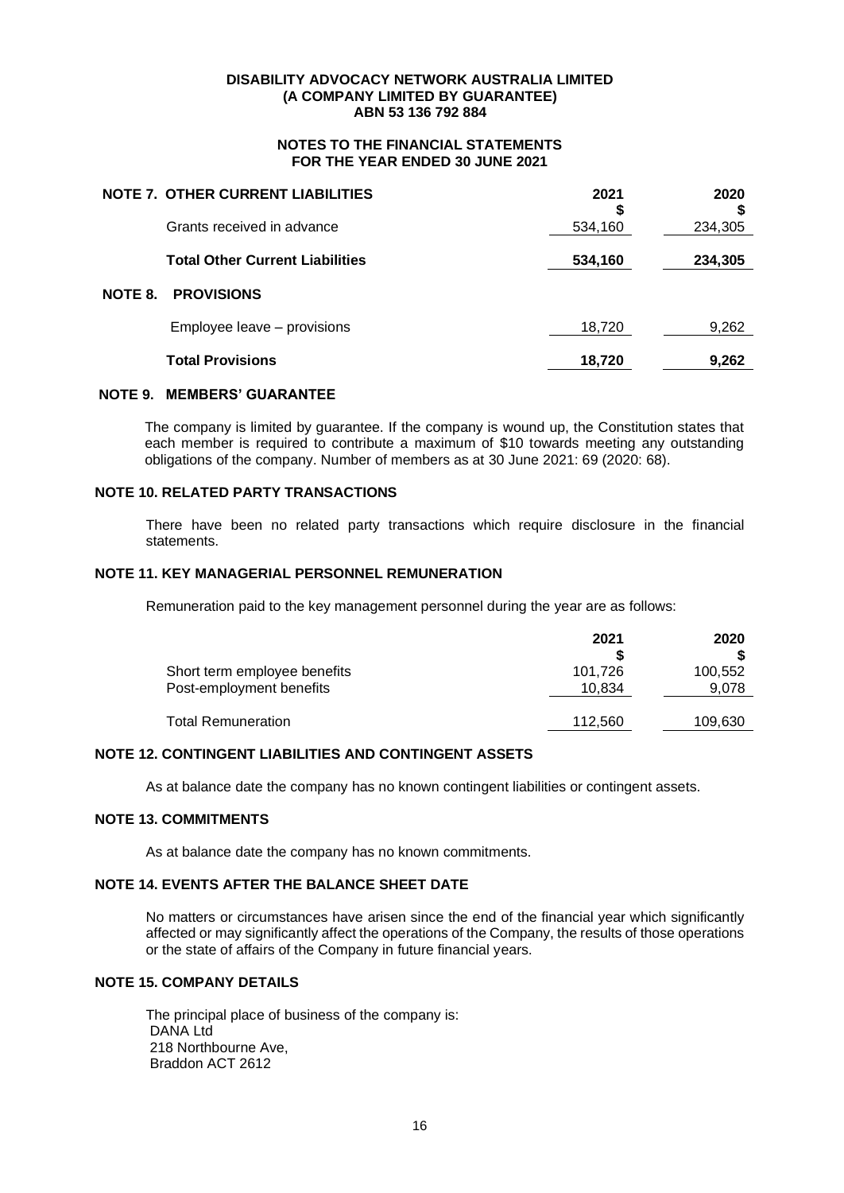**DISABILITY ADVOCACY NETWORK AUSTRALIA LIMITED**
**(A COMPANY LIMITED BY GUARANTEE)**
**ABN 53 136 792 884**

**NOTES TO THE FINANCIAL STATEMENTS**
**FOR THE YEAR ENDED 30 JUNE 2021**

## NOTE 7. OTHER CURRENT LIABILITIES

| | 2021<br>$ | 2020<br>$ |
|---|---|---|
| Grants received in advance | 534,160 | 234,305 |
| **Total Other Current Liabilities** | **534,160** | **234,305** |

## NOTE 8. PROVISIONS

| | 2021 | 2020 |
|---|---|---|
| Employee leave – provisions | 18,720 | 9,262 |
| **Total Provisions** | **18,720** | **9,262** |

## NOTE 9. MEMBERS' GUARANTEE

The company is limited by guarantee. If the company is wound up, the Constitution states that each member is required to contribute a maximum of $10 towards meeting any outstanding obligations of the company. Number of members as at 30 June 2021: 69 (2020: 68).

## NOTE 10. RELATED PARTY TRANSACTIONS

There have been no related party transactions which require disclosure in the financial statements.

## NOTE 11. KEY MANAGERIAL PERSONNEL REMUNERATION

Remuneration paid to the key management personnel during the year are as follows:

| | 2021<br>$ | 2020<br>$ |
|---|---|---|
| Short term employee benefits | 101,726 | 100,552 |
| Post-employment benefits | 10,834 | 9,078 |
| Total Remuneration | 112,560 | 109,630 |

## NOTE 12. CONTINGENT LIABILITIES AND CONTINGENT ASSETS

As at balance date the company has no known contingent liabilities or contingent assets.

## NOTE 13. COMMITMENTS

As at balance date the company has no known commitments.

## NOTE 14. EVENTS AFTER THE BALANCE SHEET DATE

No matters or circumstances have arisen since the end of the financial year which significantly affected or may significantly affect the operations of the Company, the results of those operations or the state of affairs of the Company in future financial years.

## NOTE 15. COMPANY DETAILS

The principal place of business of the company is:
DANA Ltd
218 Northbourne Ave,
Braddon ACT 2612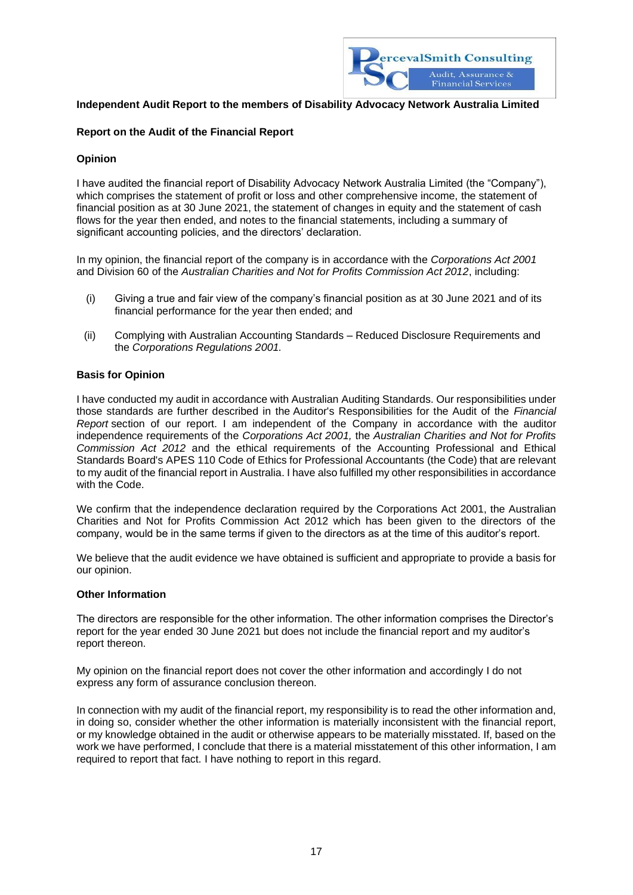PercevalSmith Consulting
Audit, Assurance & Financial Services

## Independent Audit Report to the members of Disability Advocacy Network Australia Limited

### Report on the Audit of the Financial Report

### Opinion

I have audited the financial report of Disability Advocacy Network Australia Limited (the "Company"), which comprises the statement of profit or loss and other comprehensive income, the statement of financial position as at 30 June 2021, the statement of changes in equity and the statement of cash flows for the year then ended, and notes to the financial statements, including a summary of significant accounting policies, and the directors' declaration.

In my opinion, the financial report of the company is in accordance with the *Corporations Act 2001* and Division 60 of the *Australian Charities and Not for Profits Commission Act 2012*, including:

(i) Giving a true and fair view of the company's financial position as at 30 June 2021 and of its financial performance for the year then ended; and

(ii) Complying with Australian Accounting Standards – Reduced Disclosure Requirements and the *Corporations Regulations 2001.*

### Basis for Opinion

I have conducted my audit in accordance with Australian Auditing Standards. Our responsibilities under those standards are further described in the Auditor's Responsibilities for the Audit of the *Financial Report* section of our report. I am independent of the Company in accordance with the auditor independence requirements of the *Corporations Act 2001,* the *Australian Charities and Not for Profits Commission Act 2012* and the ethical requirements of the Accounting Professional and Ethical Standards Board's APES 110 Code of Ethics for Professional Accountants (the Code) that are relevant to my audit of the financial report in Australia. I have also fulfilled my other responsibilities in accordance with the Code.

We confirm that the independence declaration required by the Corporations Act 2001, the Australian Charities and Not for Profits Commission Act 2012 which has been given to the directors of the company, would be in the same terms if given to the directors as at the time of this auditor's report.

We believe that the audit evidence we have obtained is sufficient and appropriate to provide a basis for our opinion.

### Other Information

The directors are responsible for the other information. The other information comprises the Director's report for the year ended 30 June 2021 but does not include the financial report and my auditor's report thereon.

My opinion on the financial report does not cover the other information and accordingly I do not express any form of assurance conclusion thereon.

In connection with my audit of the financial report, my responsibility is to read the other information and, in doing so, consider whether the other information is materially inconsistent with the financial report, or my knowledge obtained in the audit or otherwise appears to be materially misstated. If, based on the work we have performed, I conclude that there is a material misstatement of this other information, I am required to report that fact. I have nothing to report in this regard.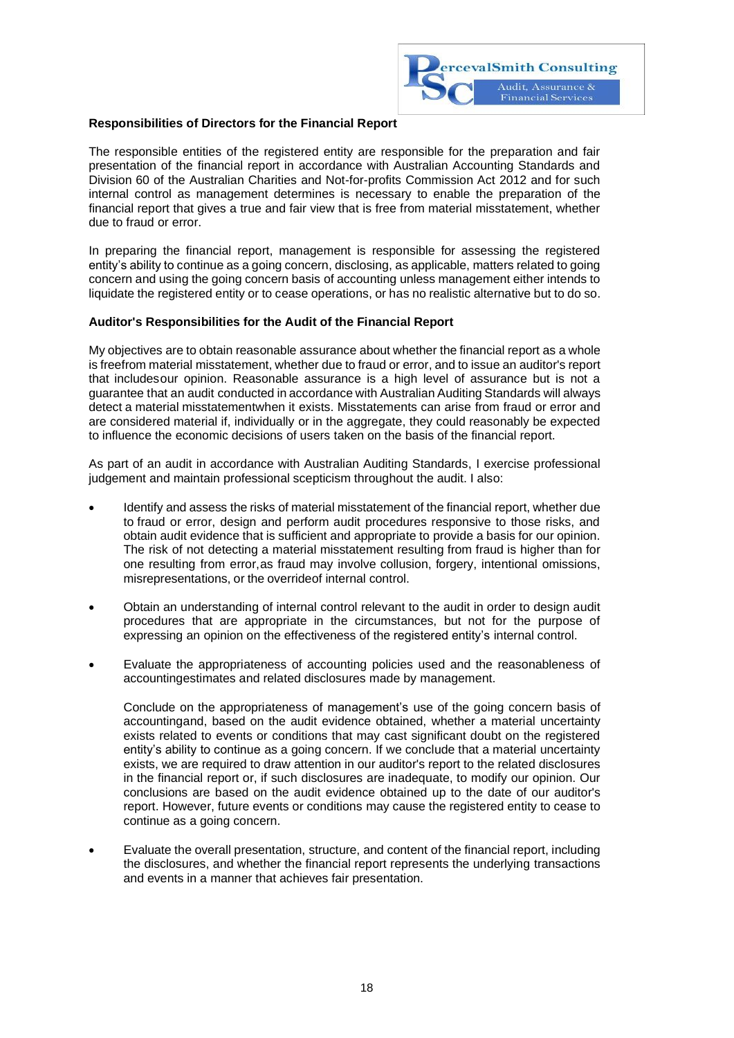**Responsibilities of Directors for the Financial Report**

The responsible entities of the registered entity are responsible for the preparation and fair presentation of the financial report in accordance with Australian Accounting Standards and Division 60 of the Australian Charities and Not-for-profits Commission Act 2012 and for such internal control as management determines is necessary to enable the preparation of the financial report that gives a true and fair view that is free from material misstatement, whether due to fraud or error.

In preparing the financial report, management is responsible for assessing the registered entity's ability to continue as a going concern, disclosing, as applicable, matters related to going concern and using the going concern basis of accounting unless management either intends to liquidate the registered entity or to cease operations, or has no realistic alternative but to do so.

**Auditor's Responsibilities for the Audit of the Financial Report**

My objectives are to obtain reasonable assurance about whether the financial report as a whole is freefrom material misstatement, whether due to fraud or error, and to issue an auditor's report that includesour opinion. Reasonable assurance is a high level of assurance but is not a guarantee that an audit conducted in accordance with Australian Auditing Standards will always detect a material misstatementwhen it exists. Misstatements can arise from fraud or error and are considered material if, individually or in the aggregate, they could reasonably be expected to influence the economic decisions of users taken on the basis of the financial report.

As part of an audit in accordance with Australian Auditing Standards, I exercise professional judgement and maintain professional scepticism throughout the audit. I also:

- Identify and assess the risks of material misstatement of the financial report, whether due to fraud or error, design and perform audit procedures responsive to those risks, and obtain audit evidence that is sufficient and appropriate to provide a basis for our opinion. The risk of not detecting a material misstatement resulting from fraud is higher than for one resulting from error,as fraud may involve collusion, forgery, intentional omissions, misrepresentations, or the overrideof internal control.

- Obtain an understanding of internal control relevant to the audit in order to design audit procedures that are appropriate in the circumstances, but not for the purpose of expressing an opinion on the effectiveness of the registered entity's internal control.

- Evaluate the appropriateness of accounting policies used and the reasonableness of accountingestimates and related disclosures made by management.

  Conclude on the appropriateness of management's use of the going concern basis of accountingand, based on the audit evidence obtained, whether a material uncertainty exists related to events or conditions that may cast significant doubt on the registered entity's ability to continue as a going concern. If we conclude that a material uncertainty exists, we are required to draw attention in our auditor's report to the related disclosures in the financial report or, if such disclosures are inadequate, to modify our opinion. Our conclusions are based on the audit evidence obtained up to the date of our auditor's report. However, future events or conditions may cause the registered entity to cease to continue as a going concern.

- Evaluate the overall presentation, structure, and content of the financial report, including the disclosures, and whether the financial report represents the underlying transactions and events in a manner that achieves fair presentation.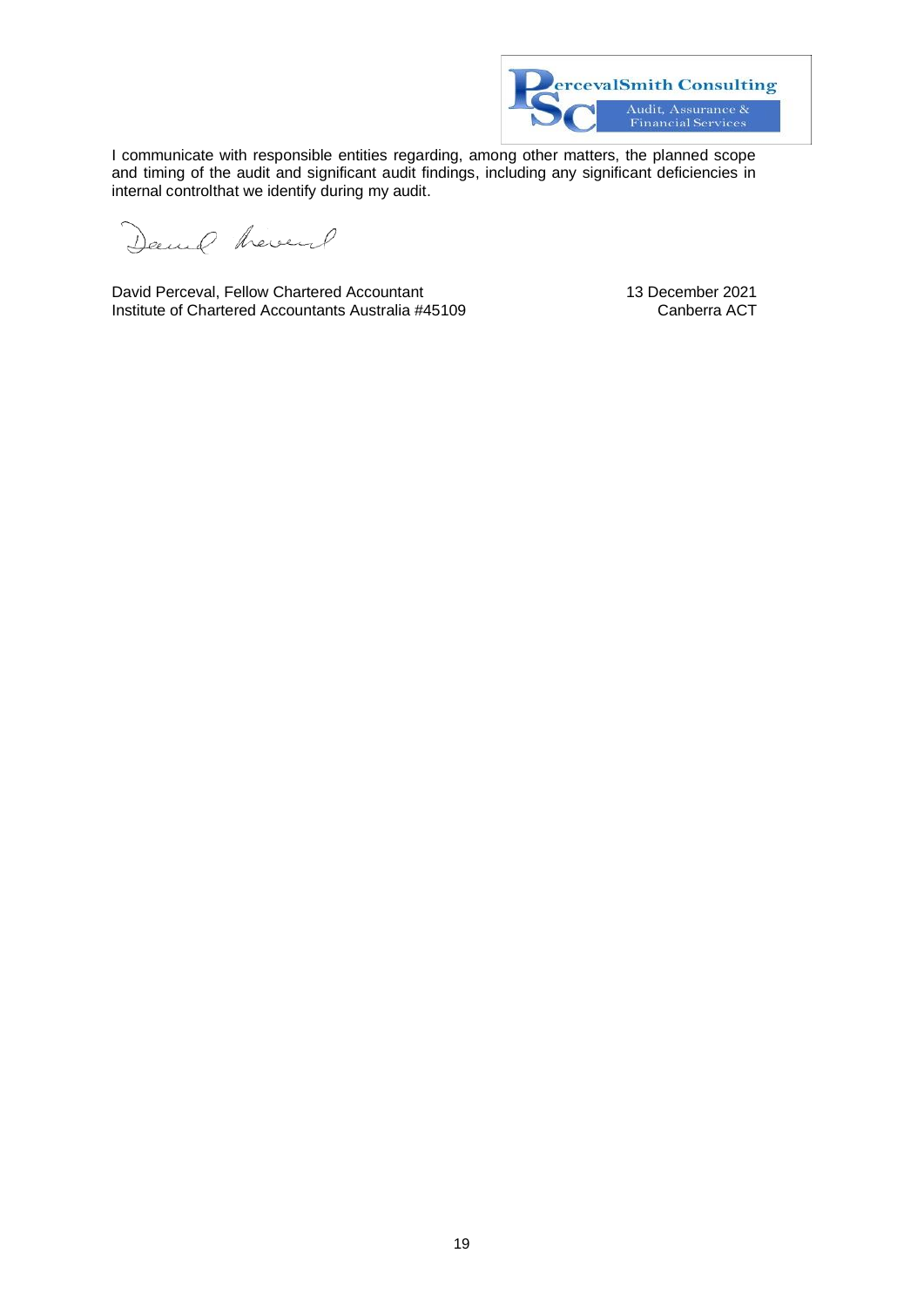I communicate with responsible entities regarding, among other matters, the planned scope and timing of the audit and significant audit findings, including any significant deficiencies in internal controlthat we identify during my audit.

David Perceval, Fellow Chartered Accountant
Institute of Chartered Accountants Australia #45109

13 December 2021
Canberra ACT